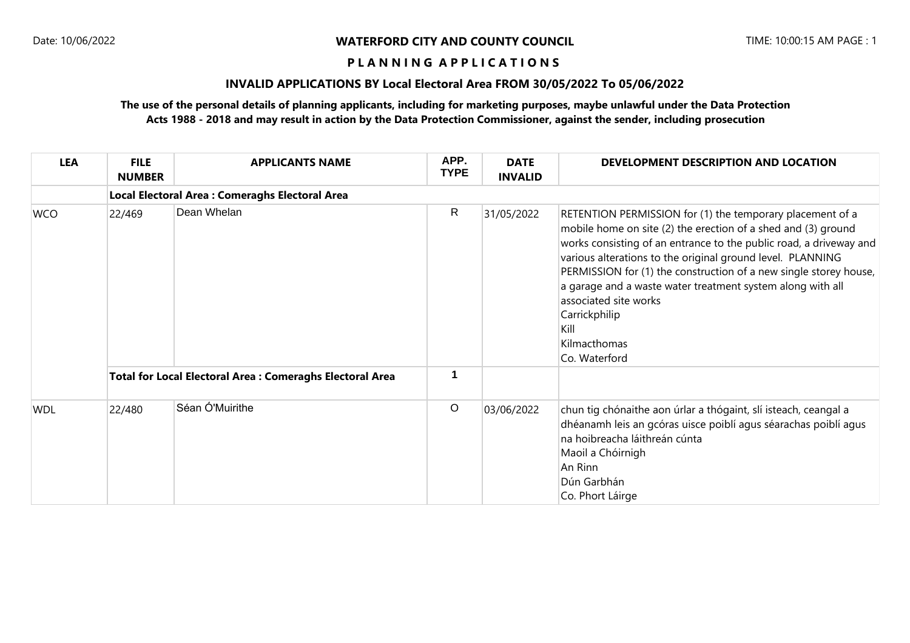**WATERFORD CITY AND COUNTY COUNCIL**

Date: 10/06/2022 TIME: 10:00:15 AM PAGE : 1

**P L A N N I N G A P P L I C A T I O N S**

## INVALID APPLICATIONS BY Local Electoral Area FROM 30/05/2022 To 05/06/2022

**The use of the personal details of planning applicants, including for marketing purposes, maybe unlawful under the Data Protection Acts 1988 - 2018 and may result in action by the Data Protection Commissioner, against the sender, including prosecution**

| LEA | FILE NUMBER | APPLICANTS NAME | APP. TYPE | DATE INVALID | DEVELOPMENT DESCRIPTION AND LOCATION |
|---|---|---|---|---|---|
| | **Local Electoral Area : Comeraghs Electoral Area** | | | | |
| WCO | 22/469 | Dean Whelan | R | 31/05/2022 | RETENTION PERMISSION for (1) the temporary placement of a mobile home on site (2) the erection of a shed and (3) ground works consisting of an entrance to the public road, a driveway and various alterations to the original ground level. PLANNING PERMISSION for (1) the construction of a new single storey house, a garage and a waste water treatment system along with all associated site works<br>Carrickphilip<br>Kill<br>Kilmacthomas<br>Co. Waterford |
| | **Total for Local Electoral Area : Comeraghs Electoral Area** | | **1** | | |
| WDL | 22/480 | Séan Ó'Muirithe | O | 03/06/2022 | chun tig chónaithe aon úrlar a thógaint, slí isteach, ceangal a dhéanamh leis an gcóras uisce poiblí agus séarachas poiblí agus na hoibreacha láithreán cúnta<br>Maoil a Chóirnigh<br>An Rinn<br>Dún Garbhán<br>Co. Phort Láirge |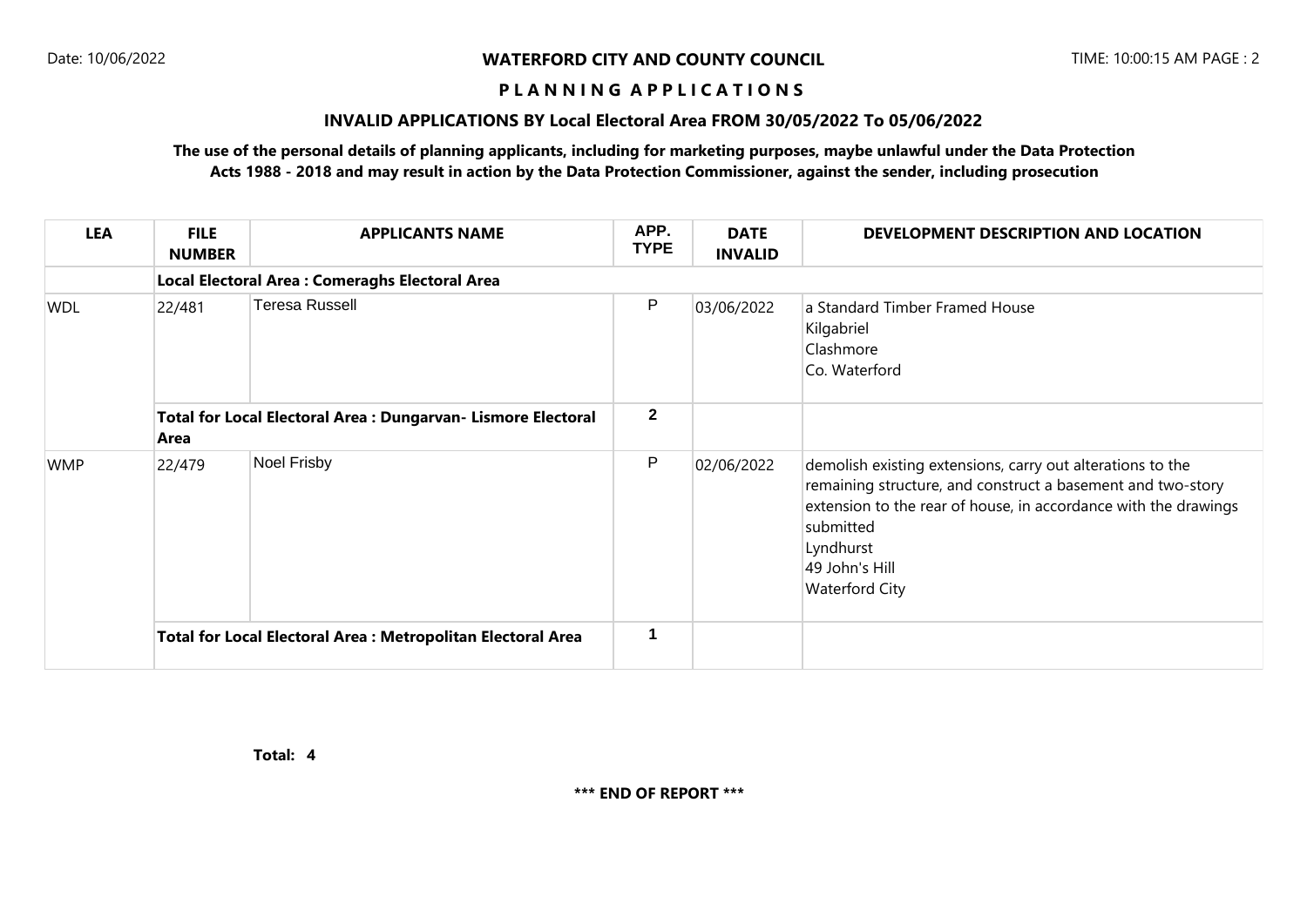Date: 10/06/2022

**WATERFORD CITY AND COUNTY COUNCIL**

TIME: 10:00:15 AM

**P L A N N I N G  A P P L I C A T I O N S**

**INVALID APPLICATIONS BY Local Electoral Area FROM 30/05/2022 To 05/06/2022**

**The use of the personal details of planning applicants, including for marketing purposes, maybe unlawful under the Data Protection Acts 1988 - 2018 and may result in action by the Data Protection Commissioner, against the sender, including prosecution**

| LEA | FILE NUMBER | APPLICANTS NAME | APP. TYPE | DATE INVALID | DEVELOPMENT DESCRIPTION AND LOCATION |
|---|---|---|---|---|---|
| | **Local Electoral Area : Comeraghs Electoral Area** | | | | |
| WDL | 22/481 | Teresa Russell | P | 03/06/2022 | a Standard Timber Framed House<br>Kilgabriel<br>Clashmore<br>Co. Waterford |
| | **Total for Local Electoral Area : Dungarvan- Lismore Electoral Area** | | **2** | | |
| WMP | 22/479 | Noel Frisby | P | 02/06/2022 | demolish existing extensions, carry out alterations to the remaining structure, and construct a basement and two-story extension to the rear of house, in accordance with the drawings submitted<br>Lyndhurst<br>49 John's Hill<br>Waterford City |
| | **Total for Local Electoral Area : Metropolitan Electoral Area** | | **1** | | |

**Total: 4**

**\*\*\* END OF REPORT \*\*\***